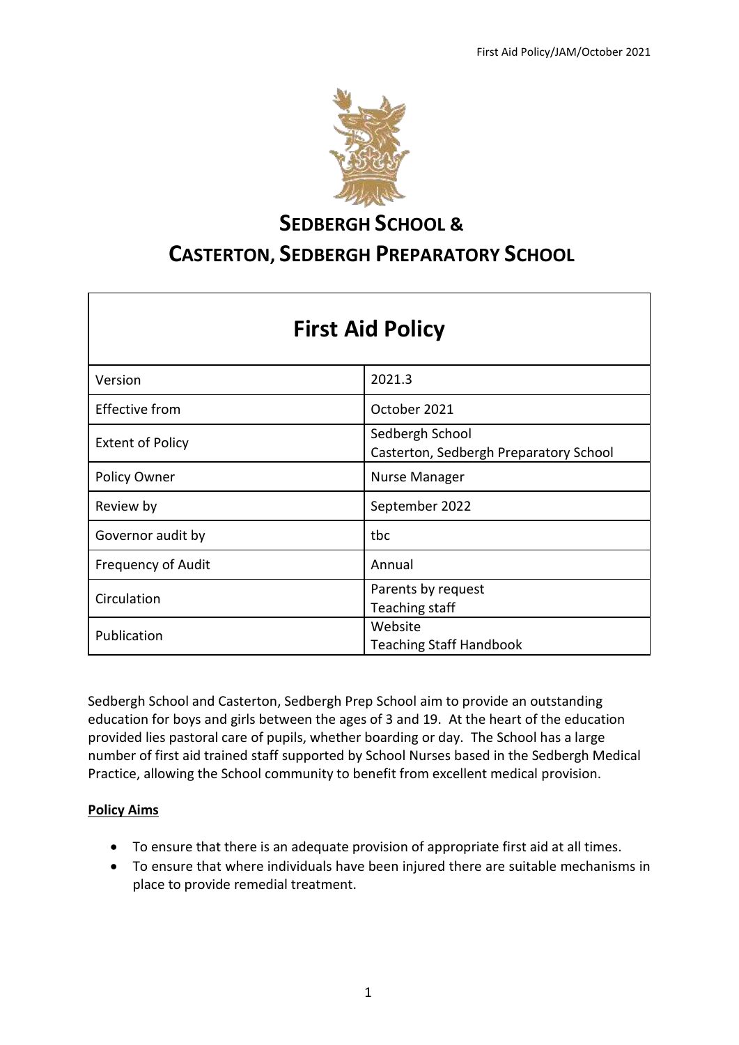# SEDBERGH SCHOOL &

# CASTERTON, SEDBERGH PREPARATORY SCHOOL

## First Aid Policy

| | |
|---|---|
| Version | 2021.3 |
| Effective from | October 2021 |
| Extent of Policy | Sedbergh School<br>Casterton, Sedbergh Preparatory School |
| Policy Owner | Nurse Manager |
| Review by | September 2022 |
| Governor audit by | tbc |
| Frequency of Audit | Annual |
| Circulation | Parents by request<br>Teaching staff |
| Publication | Website<br>Teaching Staff Handbook |

Sedbergh School and Casterton, Sedbergh Prep School aim to provide an outstanding education for boys and girls between the ages of 3 and 19. At the heart of the education provided lies pastoral care of pupils, whether boarding or day. The School has a large number of first aid trained staff supported by School Nurses based in the Sedbergh Medical Practice, allowing the School community to benefit from excellent medical provision.

**Policy Aims**

- To ensure that there is an adequate provision of appropriate first aid at all times.
- To ensure that where individuals have been injured there are suitable mechanisms in place to provide remedial treatment.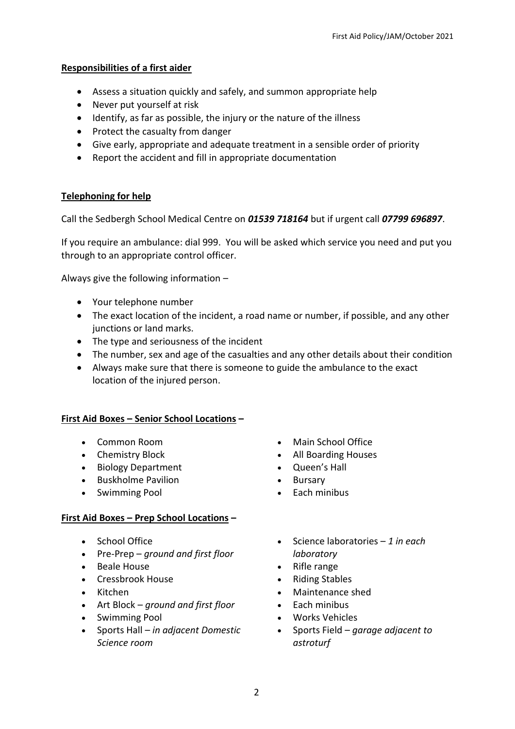## Responsibilities of a first aider

- Assess a situation quickly and safely, and summon appropriate help
- Never put yourself at risk
- Identify, as far as possible, the injury or the nature of the illness
- Protect the casualty from danger
- Give early, appropriate and adequate treatment in a sensible order of priority
- Report the accident and fill in appropriate documentation

## Telephoning for help

Call the Sedbergh School Medical Centre on ***01539 718164*** but if urgent call ***07799 696897***.

If you require an ambulance: dial 999. You will be asked which service you need and put you through to an appropriate control officer.

Always give the following information –

- Your telephone number
- The exact location of the incident, a road name or number, if possible, and any other junctions or land marks.
- The type and seriousness of the incident
- The number, sex and age of the casualties and any other details about their condition
- Always make sure that there is someone to guide the ambulance to the exact location of the injured person.

## First Aid Boxes – Senior School Locations –

- Common Room
- Chemistry Block
- Biology Department
- Buskholme Pavilion
- Swimming Pool
- Main School Office
- All Boarding Houses
- Queen's Hall
- Bursary
- Each minibus

## First Aid Boxes – Prep School Locations –

- School Office
- Pre-Prep – *ground and first floor*
- Beale House
- Cressbrook House
- Kitchen
- Art Block – *ground and first floor*
- Swimming Pool
- Sports Hall – *in adjacent Domestic Science room*
- Science laboratories – *1 in each laboratory*
- Rifle range
- Riding Stables
- Maintenance shed
- Each minibus
- Works Vehicles
- Sports Field – *garage adjacent to astroturf*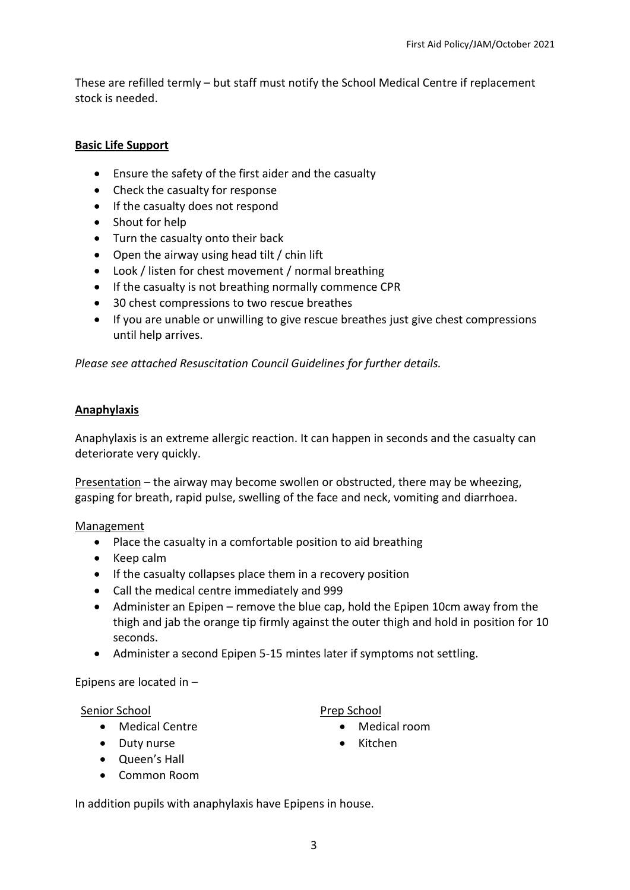These are refilled termly – but staff must notify the School Medical Centre if replacement stock is needed.

**Basic Life Support**

- Ensure the safety of the first aider and the casualty
- Check the casualty for response
- If the casualty does not respond
- Shout for help
- Turn the casualty onto their back
- Open the airway using head tilt / chin lift
- Look / listen for chest movement / normal breathing
- If the casualty is not breathing normally commence CPR
- 30 chest compressions to two rescue breathes
- If you are unable or unwilling to give rescue breathes just give chest compressions until help arrives.

*Please see attached Resuscitation Council Guidelines for further details.*

**Anaphylaxis**

Anaphylaxis is an extreme allergic reaction. It can happen in seconds and the casualty can deteriorate very quickly.

Presentation – the airway may become swollen or obstructed, there may be wheezing, gasping for breath, rapid pulse, swelling of the face and neck, vomiting and diarrhoea.

Management

- Place the casualty in a comfortable position to aid breathing
- Keep calm
- If the casualty collapses place them in a recovery position
- Call the medical centre immediately and 999
- Administer an Epipen – remove the blue cap, hold the Epipen 10cm away from the thigh and jab the orange tip firmly against the outer thigh and hold in position for 10 seconds.
- Administer a second Epipen 5-15 mintes later if symptoms not settling.

Epipens are located in –

Senior School

- Medical Centre
- Duty nurse
- Queen's Hall
- Common Room

Prep School

- Medical room
- Kitchen

In addition pupils with anaphylaxis have Epipens in house.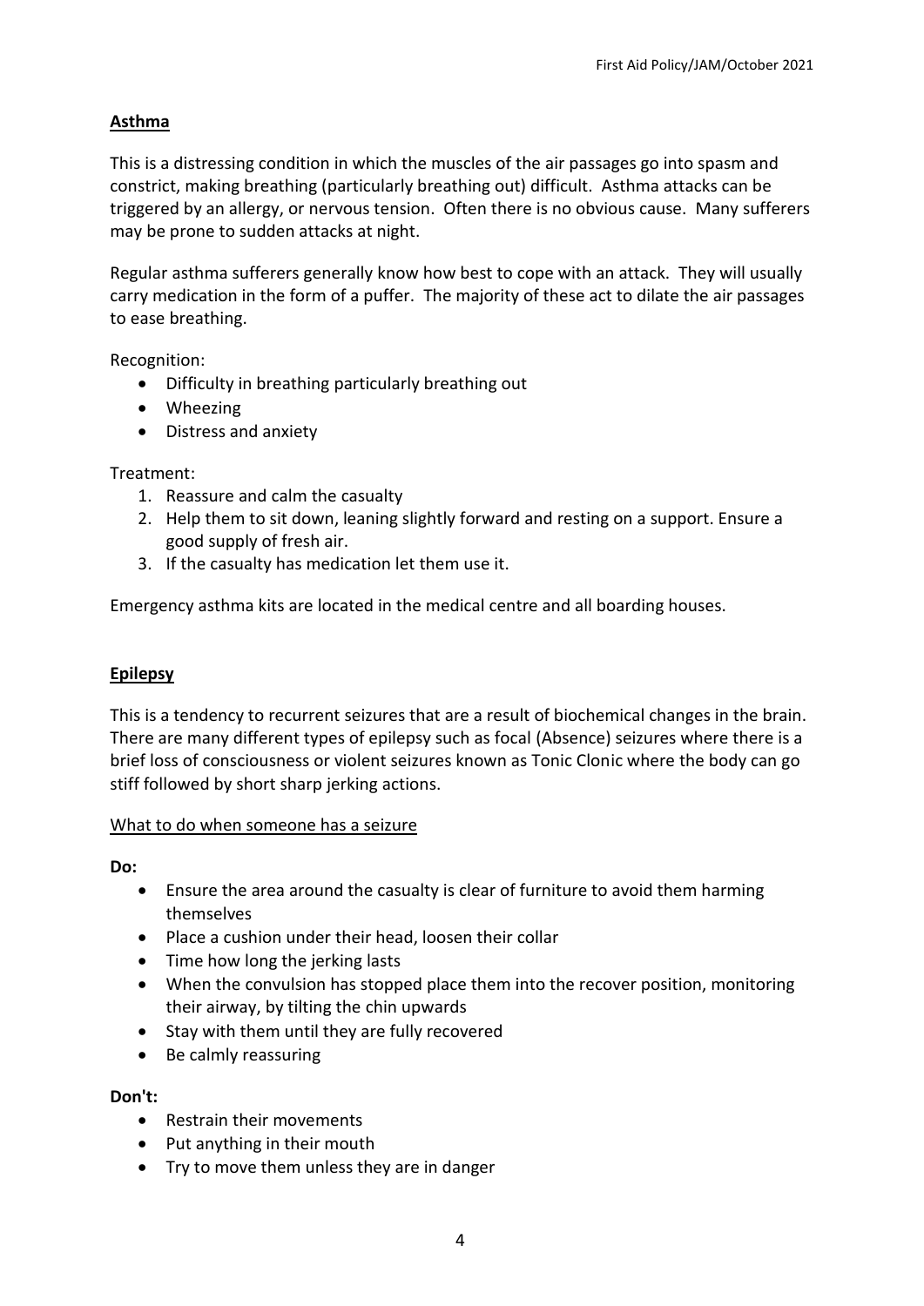## Asthma

This is a distressing condition in which the muscles of the air passages go into spasm and constrict, making breathing (particularly breathing out) difficult. Asthma attacks can be triggered by an allergy, or nervous tension. Often there is no obvious cause. Many sufferers may be prone to sudden attacks at night.

Regular asthma sufferers generally know how best to cope with an attack. They will usually carry medication in the form of a puffer. The majority of these act to dilate the air passages to ease breathing.

Recognition:

- Difficulty in breathing particularly breathing out
- Wheezing
- Distress and anxiety

Treatment:

1. Reassure and calm the casualty
2. Help them to sit down, leaning slightly forward and resting on a support. Ensure a good supply of fresh air.
3. If the casualty has medication let them use it.

Emergency asthma kits are located in the medical centre and all boarding houses.

## Epilepsy

This is a tendency to recurrent seizures that are a result of biochemical changes in the brain. There are many different types of epilepsy such as focal (Absence) seizures where there is a brief loss of consciousness or violent seizures known as Tonic Clonic where the body can go stiff followed by short sharp jerking actions.

What to do when someone has a seizure

**Do:**

- Ensure the area around the casualty is clear of furniture to avoid them harming themselves
- Place a cushion under their head, loosen their collar
- Time how long the jerking lasts
- When the convulsion has stopped place them into the recover position, monitoring their airway, by tilting the chin upwards
- Stay with them until they are fully recovered
- Be calmly reassuring

**Don't:**

- Restrain their movements
- Put anything in their mouth
- Try to move them unless they are in danger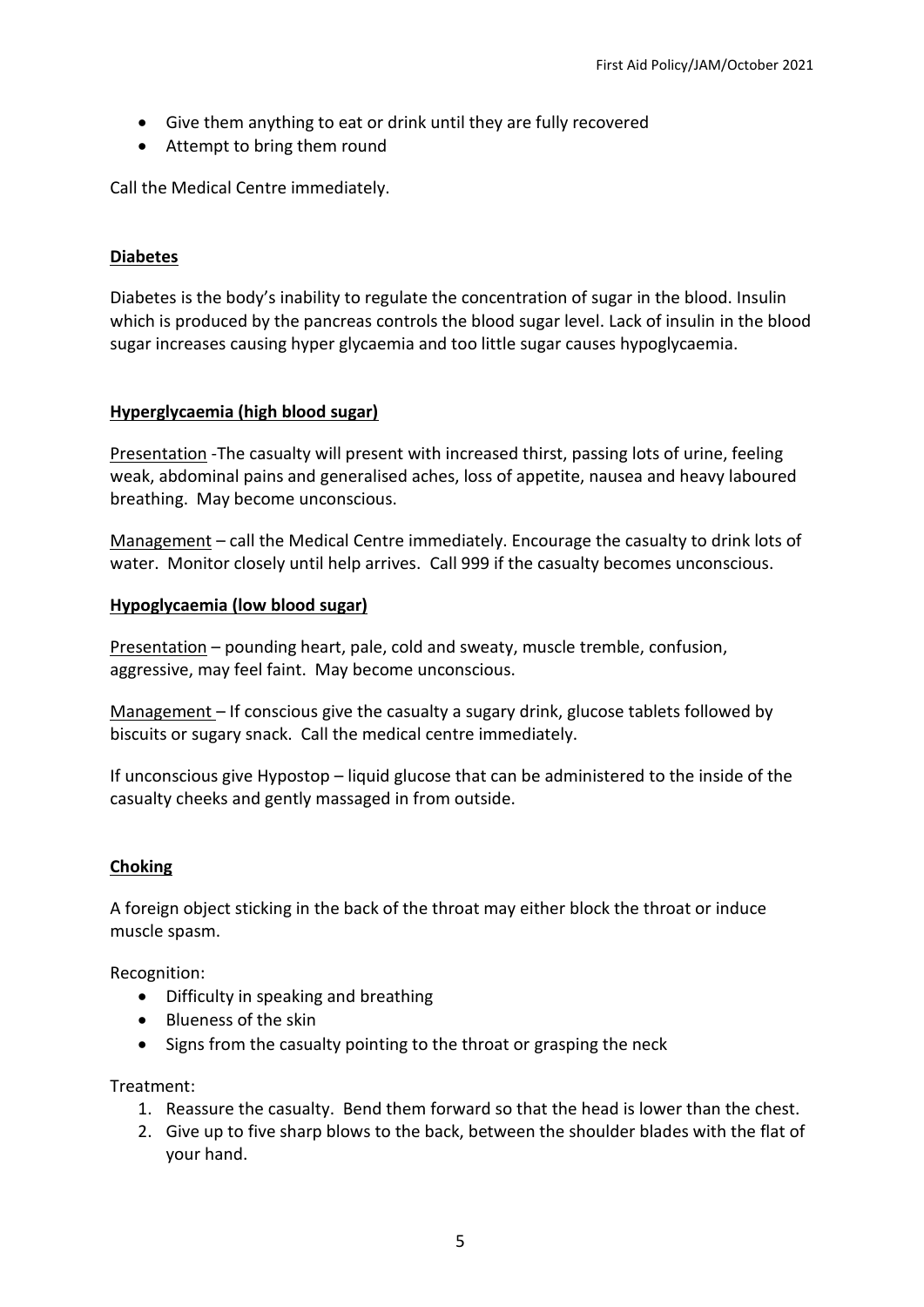- Give them anything to eat or drink until they are fully recovered
- Attempt to bring them round

Call the Medical Centre immediately.

## Diabetes

Diabetes is the body's inability to regulate the concentration of sugar in the blood. Insulin which is produced by the pancreas controls the blood sugar level. Lack of insulin in the blood sugar increases causing hyper glycaemia and too little sugar causes hypoglycaemia.

## Hyperglycaemia (high blood sugar)

Presentation -The casualty will present with increased thirst, passing lots of urine, feeling weak, abdominal pains and generalised aches, loss of appetite, nausea and heavy laboured breathing. May become unconscious.

Management – call the Medical Centre immediately. Encourage the casualty to drink lots of water. Monitor closely until help arrives. Call 999 if the casualty becomes unconscious.

## Hypoglycaemia (low blood sugar)

Presentation – pounding heart, pale, cold and sweaty, muscle tremble, confusion, aggressive, may feel faint. May become unconscious.

Management – If conscious give the casualty a sugary drink, glucose tablets followed by biscuits or sugary snack. Call the medical centre immediately.

If unconscious give Hypostop – liquid glucose that can be administered to the inside of the casualty cheeks and gently massaged in from outside.

## Choking

A foreign object sticking in the back of the throat may either block the throat or induce muscle spasm.

Recognition:

- Difficulty in speaking and breathing
- Blueness of the skin
- Signs from the casualty pointing to the throat or grasping the neck

Treatment:

1. Reassure the casualty. Bend them forward so that the head is lower than the chest.
2. Give up to five sharp blows to the back, between the shoulder blades with the flat of your hand.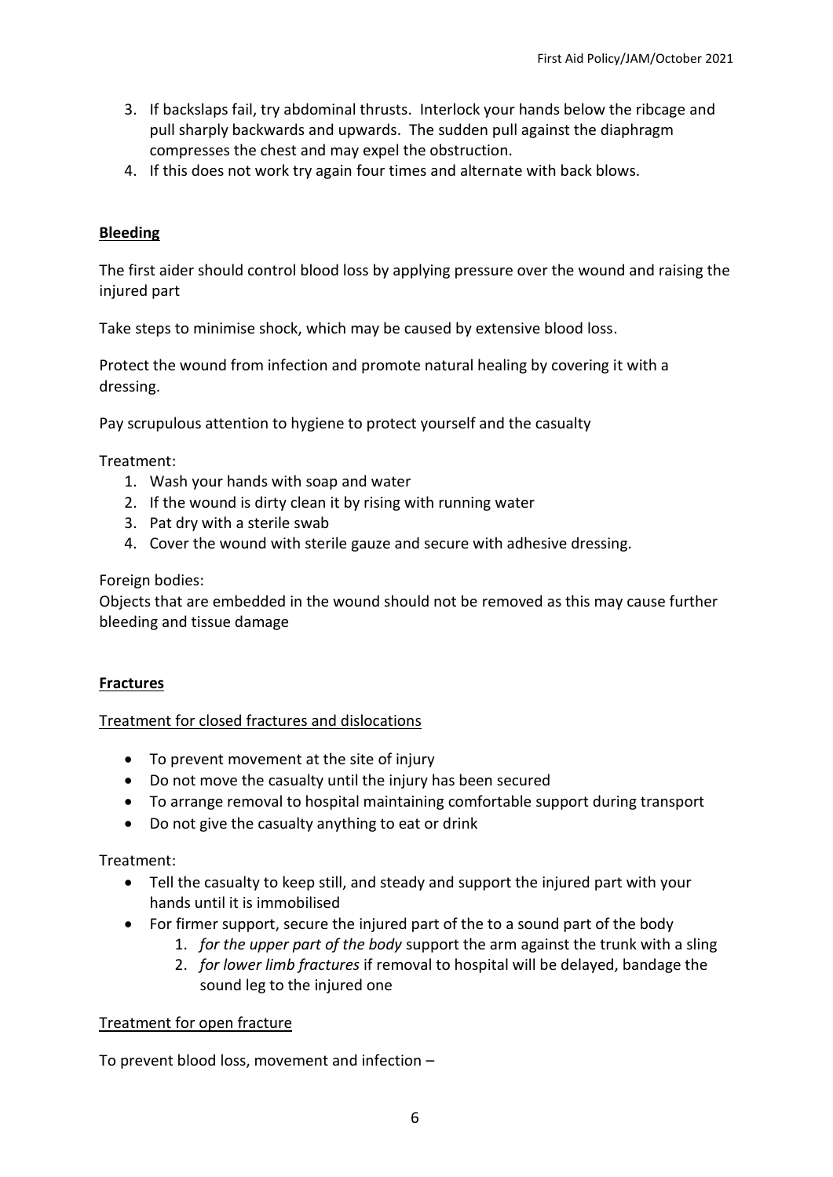3. If backslaps fail, try abdominal thrusts. Interlock your hands below the ribcage and pull sharply backwards and upwards. The sudden pull against the diaphragm compresses the chest and may expel the obstruction.
4. If this does not work try again four times and alternate with back blows.

**Bleeding**

The first aider should control blood loss by applying pressure over the wound and raising the injured part

Take steps to minimise shock, which may be caused by extensive blood loss.

Protect the wound from infection and promote natural healing by covering it with a dressing.

Pay scrupulous attention to hygiene to protect yourself and the casualty

Treatment:

1. Wash your hands with soap and water
2. If the wound is dirty clean it by rising with running water
3. Pat dry with a sterile swab
4. Cover the wound with sterile gauze and secure with adhesive dressing.

Foreign bodies:
Objects that are embedded in the wound should not be removed as this may cause further bleeding and tissue damage

**Fractures**

Treatment for closed fractures and dislocations

- To prevent movement at the site of injury
- Do not move the casualty until the injury has been secured
- To arrange removal to hospital maintaining comfortable support during transport
- Do not give the casualty anything to eat or drink

Treatment:

- Tell the casualty to keep still, and steady and support the injured part with your hands until it is immobilised
- For firmer support, secure the injured part of the to a sound part of the body
    1. *for the upper part of the body* support the arm against the trunk with a sling
    2. *for lower limb fractures* if removal to hospital will be delayed, bandage the sound leg to the injured one

Treatment for open fracture

To prevent blood loss, movement and infection –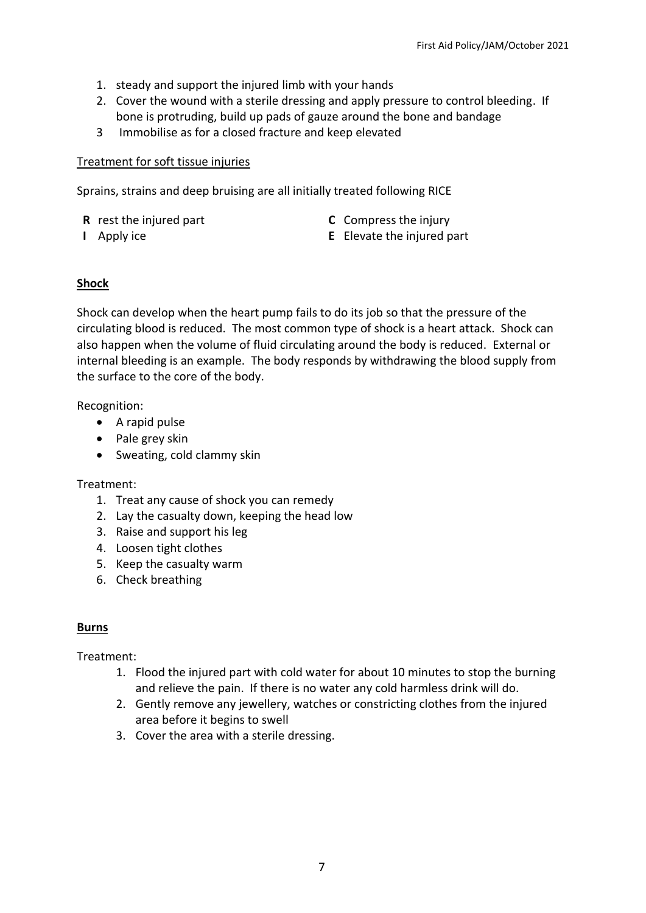1. steady and support the injured limb with your hands
2. Cover the wound with a sterile dressing and apply pressure to control bleeding. If bone is protruding, build up pads of gauze around the bone and bandage
3. Immobilise as for a closed fracture and keep elevated

Treatment for soft tissue injuries

Sprains, strains and deep bruising are all initially treated following RICE

**R** rest the injured part

**I** Apply ice

**C** Compress the injury

**E** Elevate the injured part

**Shock**

Shock can develop when the heart pump fails to do its job so that the pressure of the circulating blood is reduced. The most common type of shock is a heart attack. Shock can also happen when the volume of fluid circulating around the body is reduced. External or internal bleeding is an example. The body responds by withdrawing the blood supply from the surface to the core of the body.

Recognition:

- A rapid pulse
- Pale grey skin
- Sweating, cold clammy skin

Treatment:

1. Treat any cause of shock you can remedy
2. Lay the casualty down, keeping the head low
3. Raise and support his leg
4. Loosen tight clothes
5. Keep the casualty warm
6. Check breathing

**Burns**

Treatment:

1. Flood the injured part with cold water for about 10 minutes to stop the burning and relieve the pain. If there is no water any cold harmless drink will do.
2. Gently remove any jewellery, watches or constricting clothes from the injured area before it begins to swell
3. Cover the area with a sterile dressing.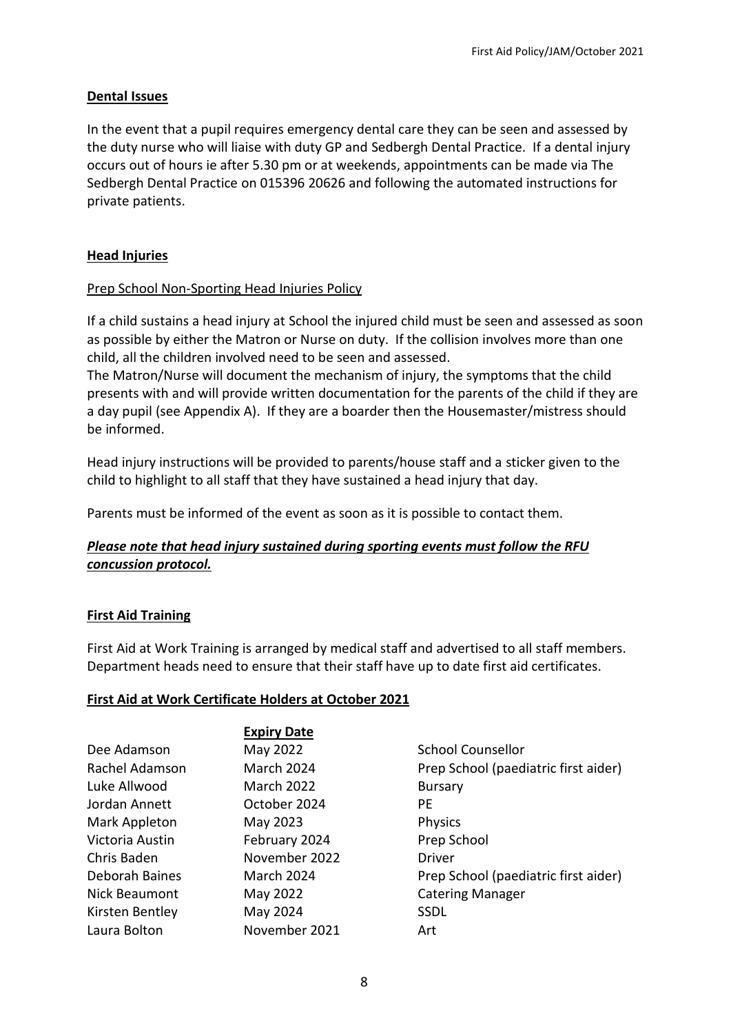**Dental Issues**

In the event that a pupil requires emergency dental care they can be seen and assessed by the duty nurse who will liaise with duty GP and Sedbergh Dental Practice. If a dental injury occurs out of hours ie after 5.30 pm or at weekends, appointments can be made via The Sedbergh Dental Practice on 015396 20626 and following the automated instructions for private patients.

**Head Injuries**

Prep School Non-Sporting Head Injuries Policy

If a child sustains a head injury at School the injured child must be seen and assessed as soon as possible by either the Matron or Nurse on duty. If the collision involves more than one child, all the children involved need to be seen and assessed.
The Matron/Nurse will document the mechanism of injury, the symptoms that the child presents with and will provide written documentation for the parents of the child if they are a day pupil (see Appendix A). If they are a boarder then the Housemaster/mistress should be informed.

Head injury instructions will be provided to parents/house staff and a sticker given to the child to highlight to all staff that they have sustained a head injury that day.

Parents must be informed of the event as soon as it is possible to contact them.

***Please note that head injury sustained during sporting events must follow the RFU concussion protocol.***

**First Aid Training**

First Aid at Work Training is arranged by medical staff and advertised to all staff members. Department heads need to ensure that their staff have up to date first aid certificates.

**First Aid at Work Certificate Holders at October 2021**

| | **Expiry Date** | |
|---|---|---|
| Dee Adamson | May 2022 | School Counsellor |
| Rachel Adamson | March 2024 | Prep School (paediatric first aider) |
| Luke Allwood | March 2022 | Bursary |
| Jordan Annett | October 2024 | PE |
| Mark Appleton | May 2023 | Physics |
| Victoria Austin | February 2024 | Prep School |
| Chris Baden | November 2022 | Driver |
| Deborah Baines | March 2024 | Prep School (paediatric first aider) |
| Nick Beaumont | May 2022 | Catering Manager |
| Kirsten Bentley | May 2024 | SSDL |
| Laura Bolton | November 2021 | Art |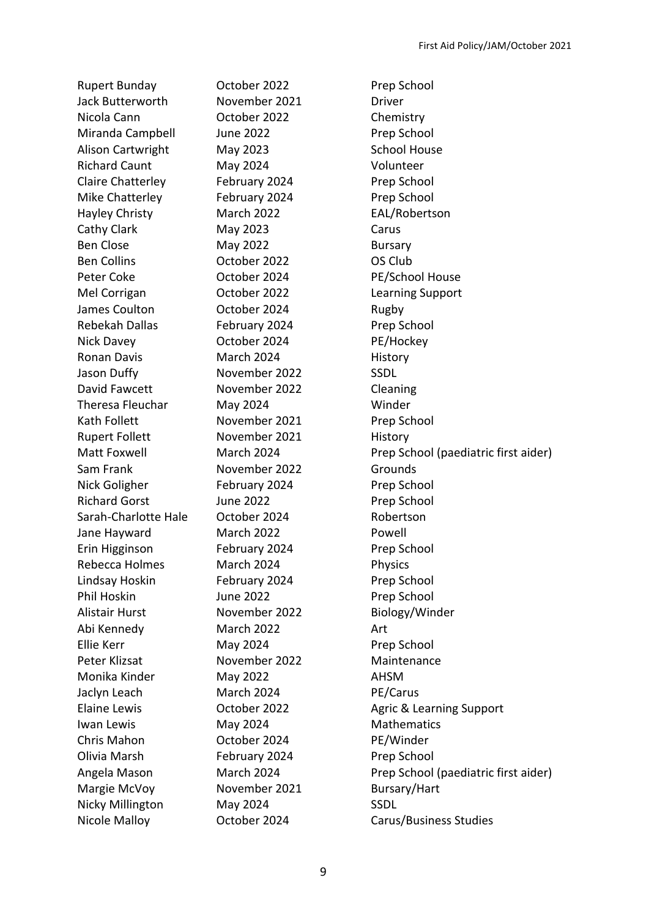| | | |
|---|---|---|
| Rupert Bunday | October 2022 | Prep School |
| Jack Butterworth | November 2021 | Driver |
| Nicola Cann | October 2022 | Chemistry |
| Miranda Campbell | June 2022 | Prep School |
| Alison Cartwright | May 2023 | School House |
| Richard Caunt | May 2024 | Volunteer |
| Claire Chatterley | February 2024 | Prep School |
| Mike Chatterley | February 2024 | Prep School |
| Hayley Christy | March 2022 | EAL/Robertson |
| Cathy Clark | May 2023 | Carus |
| Ben Close | May 2022 | Bursary |
| Ben Collins | October 2022 | OS Club |
| Peter Coke | October 2024 | PE/School House |
| Mel Corrigan | October 2022 | Learning Support |
| James Coulton | October 2024 | Rugby |
| Rebekah Dallas | February 2024 | Prep School |
| Nick Davey | October 2024 | PE/Hockey |
| Ronan Davis | March 2024 | History |
| Jason Duffy | November 2022 | SSDL |
| David Fawcett | November 2022 | Cleaning |
| Theresa Fleuchar | May 2024 | Winder |
| Kath Follett | November 2021 | Prep School |
| Rupert Follett | November 2021 | History |
| Matt Foxwell | March 2024 | Prep School (paediatric first aider) |
| Sam Frank | November 2022 | Grounds |
| Nick Goligher | February 2024 | Prep School |
| Richard Gorst | June 2022 | Prep School |
| Sarah-Charlotte Hale | October 2024 | Robertson |
| Jane Hayward | March 2022 | Powell |
| Erin Higginson | February 2024 | Prep School |
| Rebecca Holmes | March 2024 | Physics |
| Lindsay Hoskin | February 2024 | Prep School |
| Phil Hoskin | June 2022 | Prep School |
| Alistair Hurst | November 2022 | Biology/Winder |
| Abi Kennedy | March 2022 | Art |
| Ellie Kerr | May 2024 | Prep School |
| Peter Klizsat | November 2022 | Maintenance |
| Monika Kinder | May 2022 | AHSM |
| Jaclyn Leach | March 2024 | PE/Carus |
| Elaine Lewis | October 2022 | Agric & Learning Support |
| Iwan Lewis | May 2024 | Mathematics |
| Chris Mahon | October 2024 | PE/Winder |
| Olivia Marsh | February 2024 | Prep School |
| Angela Mason | March 2024 | Prep School (paediatric first aider) |
| Margie McVoy | November 2021 | Bursary/Hart |
| Nicky Millington | May 2024 | SSDL |
| Nicole Malloy | October 2024 | Carus/Business Studies |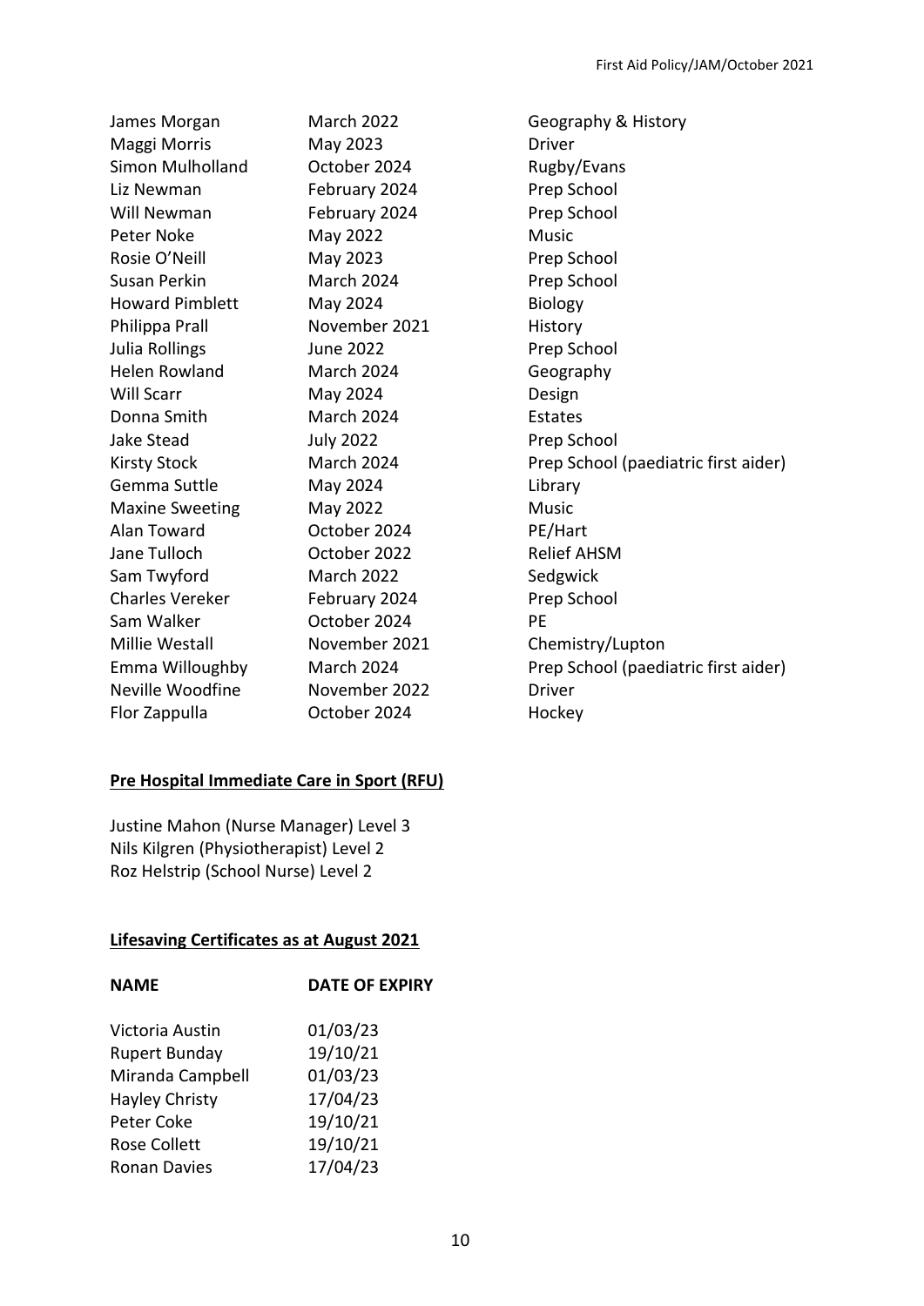| | | |
|---|---|---|
| James Morgan | March 2022 | Geography & History |
| Maggi Morris | May 2023 | Driver |
| Simon Mulholland | October 2024 | Rugby/Evans |
| Liz Newman | February 2024 | Prep School |
| Will Newman | February 2024 | Prep School |
| Peter Noke | May 2022 | Music |
| Rosie O'Neill | May 2023 | Prep School |
| Susan Perkin | March 2024 | Prep School |
| Howard Pimblett | May 2024 | Biology |
| Philippa Prall | November 2021 | History |
| Julia Rollings | June 2022 | Prep School |
| Helen Rowland | March 2024 | Geography |
| Will Scarr | May 2024 | Design |
| Donna Smith | March 2024 | Estates |
| Jake Stead | July 2022 | Prep School |
| Kirsty Stock | March 2024 | Prep School (paediatric first aider) |
| Gemma Suttle | May 2024 | Library |
| Maxine Sweeting | May 2022 | Music |
| Alan Toward | October 2024 | PE/Hart |
| Jane Tulloch | October 2022 | Relief AHSM |
| Sam Twyford | March 2022 | Sedgwick |
| Charles Vereker | February 2024 | Prep School |
| Sam Walker | October 2024 | PE |
| Millie Westall | November 2021 | Chemistry/Lupton |
| Emma Willoughby | March 2024 | Prep School (paediatric first aider) |
| Neville Woodfine | November 2022 | Driver |
| Flor Zappulla | October 2024 | Hockey |

**Pre Hospital Immediate Care in Sport (RFU)**

Justine Mahon (Nurse Manager) Level 3
Nils Kilgren (Physiotherapist) Level 2
Roz Helstrip (School Nurse) Level 2

**Lifesaving Certificates as at August 2021**

| NAME | DATE OF EXPIRY |
|---|---|
| Victoria Austin | 01/03/23 |
| Rupert Bunday | 19/10/21 |
| Miranda Campbell | 01/03/23 |
| Hayley Christy | 17/04/23 |
| Peter Coke | 19/10/21 |
| Rose Collett | 19/10/21 |
| Ronan Davies | 17/04/23 |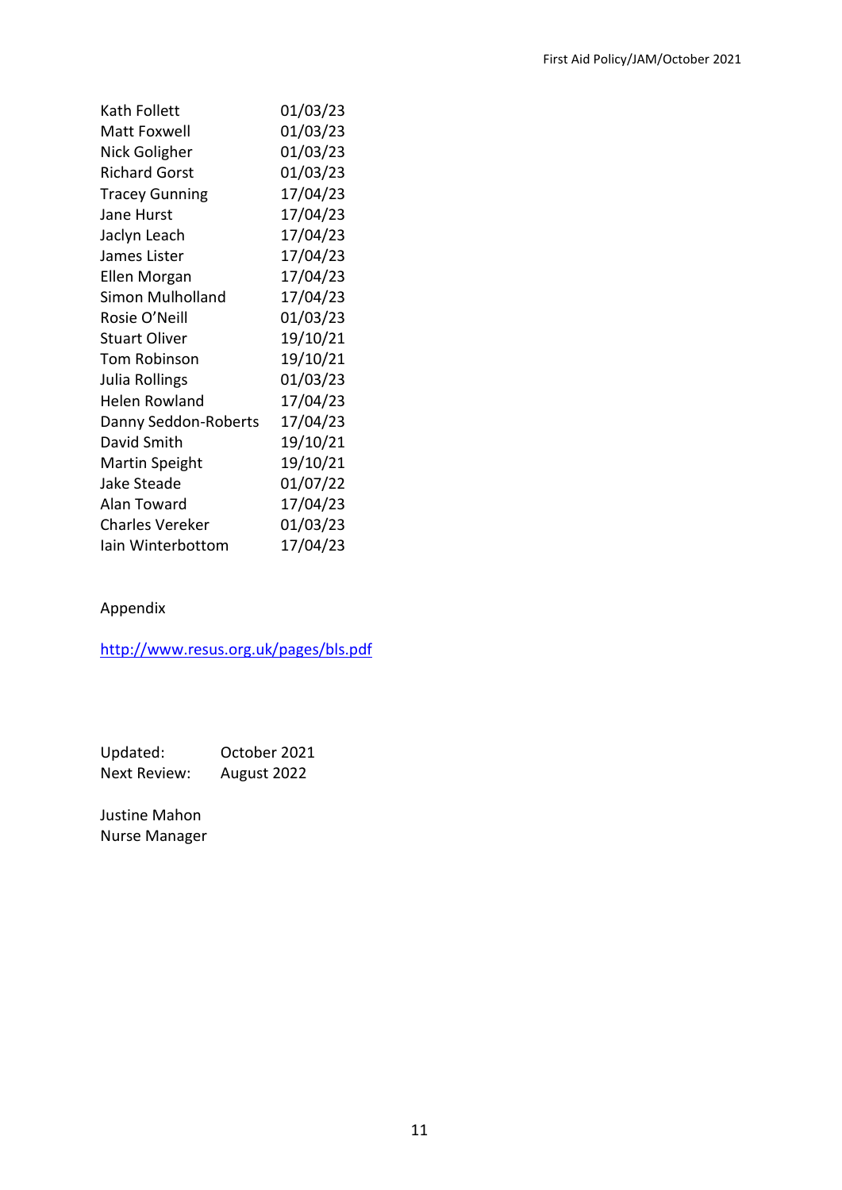| | |
|---|---|
| Kath Follett | 01/03/23 |
| Matt Foxwell | 01/03/23 |
| Nick Goligher | 01/03/23 |
| Richard Gorst | 01/03/23 |
| Tracey Gunning | 17/04/23 |
| Jane Hurst | 17/04/23 |
| Jaclyn Leach | 17/04/23 |
| James Lister | 17/04/23 |
| Ellen Morgan | 17/04/23 |
| Simon Mulholland | 17/04/23 |
| Rosie O'Neill | 01/03/23 |
| Stuart Oliver | 19/10/21 |
| Tom Robinson | 19/10/21 |
| Julia Rollings | 01/03/23 |
| Helen Rowland | 17/04/23 |
| Danny Seddon-Roberts | 17/04/23 |
| David Smith | 19/10/21 |
| Martin Speight | 19/10/21 |
| Jake Steade | 01/07/22 |
| Alan Toward | 17/04/23 |
| Charles Vereker | 01/03/23 |
| Iain Winterbottom | 17/04/23 |

Appendix

http://www.resus.org.uk/pages/bls.pdf

Updated: October 2021
Next Review: August 2022

Justine Mahon
Nurse Manager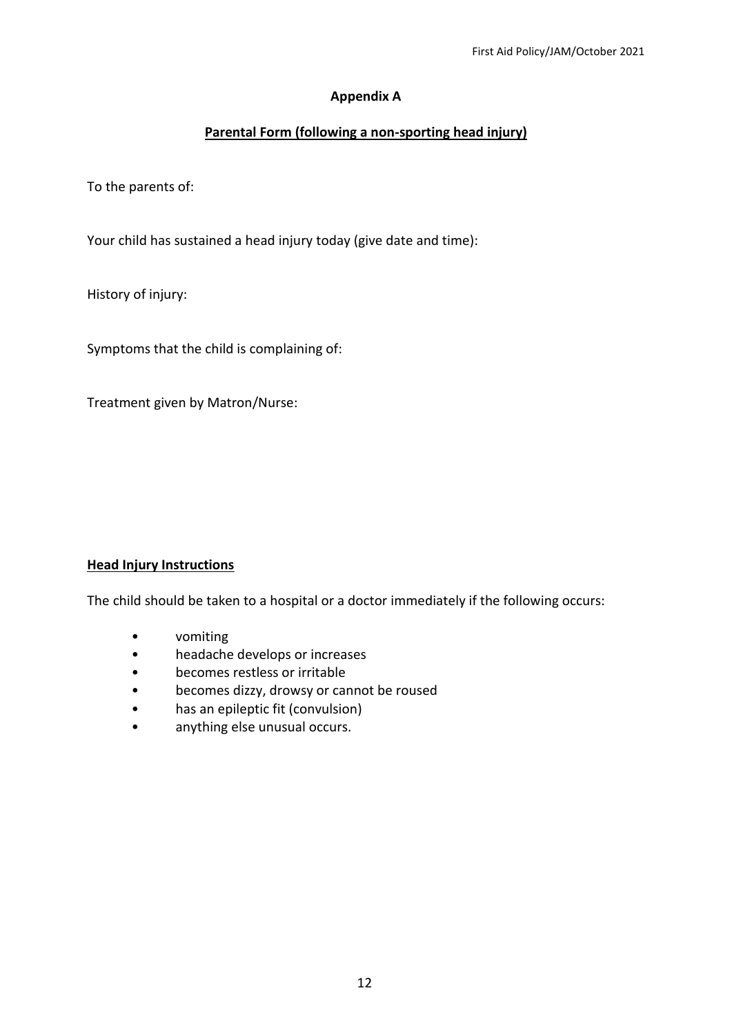## Appendix A

### Parental Form (following a non-sporting head injury)

To the parents of:

Your child has sustained a head injury today (give date and time):

History of injury:

Symptoms that the child is complaining of:

Treatment given by Matron/Nurse:

**Head Injury Instructions**

The child should be taken to a hospital or a doctor immediately if the following occurs:

- vomiting
- headache develops or increases
- becomes restless or irritable
- becomes dizzy, drowsy or cannot be roused
- has an epileptic fit (convulsion)
- anything else unusual occurs.